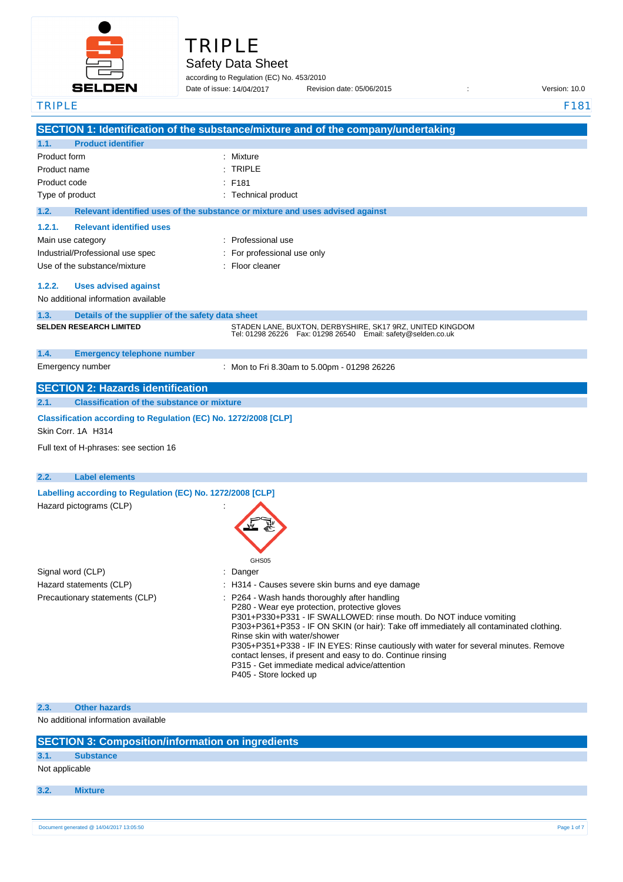# TRIPLE

## Safety Data Sheet

according to Regulation (EC) No. 453/2010

Date of issue: 14/04/2017    Revision date: 05/06/2015    Version: 10.0

TRIPLE    F181

## SECTION 1: Identification of the substance/mixture and of the company/undertaking

### 1.1. Product identifier

| | |
|---|---|
| Product form | : Mixture |
| Product name | : TRIPLE |
| Product code | : F181 |
| Type of product | : Technical product |

### 1.2. Relevant identified uses of the substance or mixture and uses advised against

#### 1.2.1. Relevant identified uses

| | |
|---|---|
| Main use category | : Professional use |
| Industrial/Professional use spec | : For professional use only |
| Use of the substance/mixture | : Floor cleaner |

#### 1.2.2. Uses advised against

No additional information available

### 1.3. Details of the supplier of the safety data sheet

**SELDEN RESEARCH LIMITED**

STADEN LANE, BUXTON, DERBYSHIRE, SK17 9RZ, UNITED KINGDOM
Tel: 01298 26226 Fax: 01298 26540 Email: safety@selden.co.uk

### 1.4. Emergency telephone number

| | |
|---|---|
| Emergency number | : Mon to Fri 8.30am to 5.00pm - 01298 26226 |

## SECTION 2: Hazards identification

### 2.1. Classification of the substance or mixture

**Classification according to Regulation (EC) No. 1272/2008 [CLP]**

Skin Corr. 1A H314

Full text of H-phrases: see section 16

### 2.2. Label elements

**Labelling according to Regulation (EC) No. 1272/2008 [CLP]**

Hazard pictograms (CLP) :

GHS05

| | |
|---|---|
| Signal word (CLP) | : Danger |
| Hazard statements (CLP) | : H314 - Causes severe skin burns and eye damage |
| Precautionary statements (CLP) | : P264 - Wash hands thoroughly after handling<br>P280 - Wear eye protection, protective gloves<br>P301+P330+P331 - IF SWALLOWED: rinse mouth. Do NOT induce vomiting<br>P303+P361+P353 - IF ON SKIN (or hair): Take off immediately all contaminated clothing. Rinse skin with water/shower<br>P305+P351+P338 - IF IN EYES: Rinse cautiously with water for several minutes. Remove contact lenses, if present and easy to do. Continue rinsing<br>P315 - Get immediate medical advice/attention<br>P405 - Store locked up |

### 2.3. Other hazards

No additional information available

## SECTION 3: Composition/information on ingredients

### 3.1. Substance

Not applicable

### 3.2. Mixture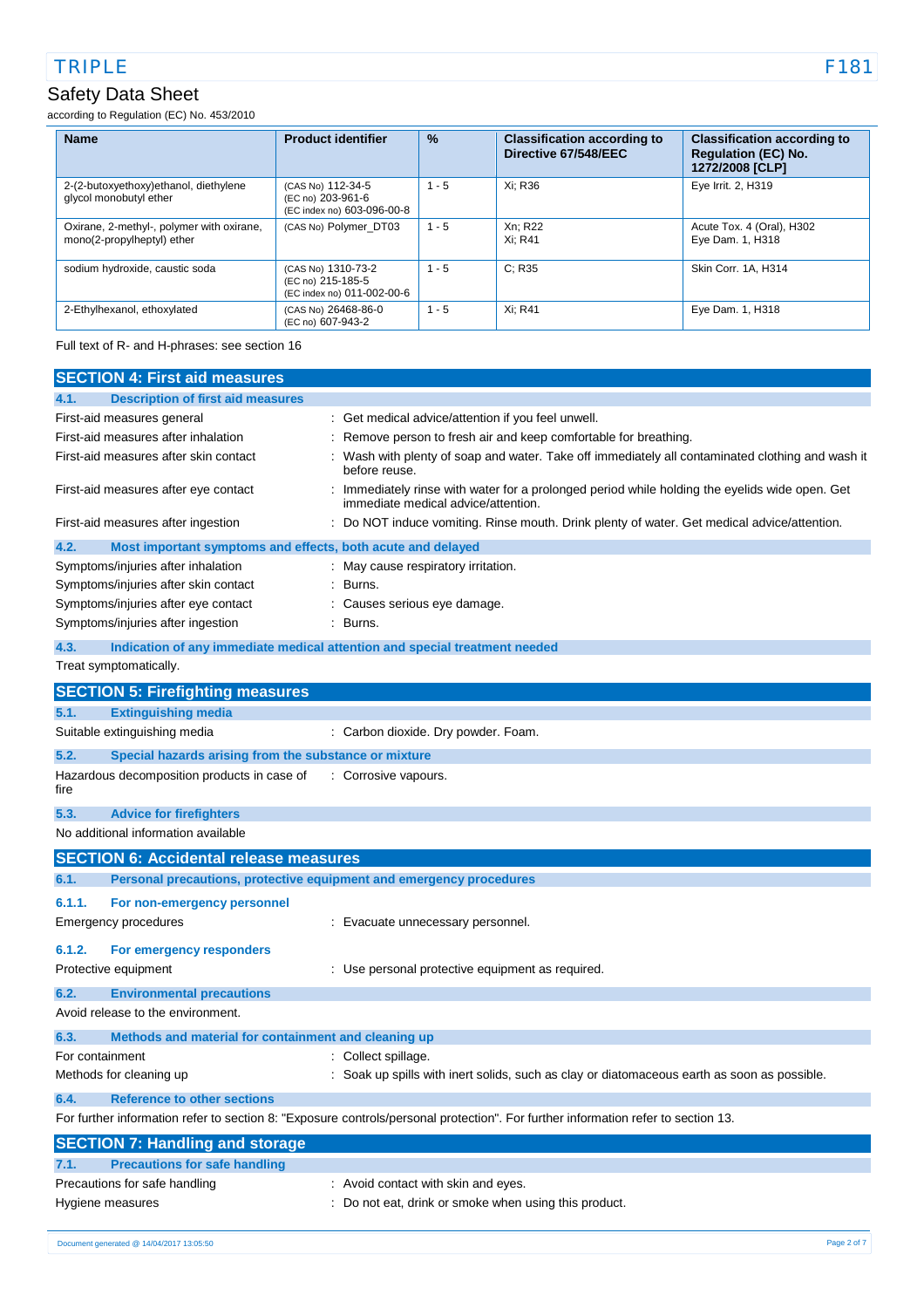| Name | Product identifier | % | Classification according to Directive 67/548/EEC | Classification according to Regulation (EC) No. 1272/2008 [CLP] |
|---|---|---|---|---|
| 2-(2-butoxyethoxy)ethanol, diethylene glycol monobutyl ether | (CAS No) 112-34-5<br>(EC no) 203-961-6<br>(EC index no) 603-096-00-8 | 1 - 5 | Xi; R36 | Eye Irrit. 2, H319 |
| Oxirane, 2-methyl-, polymer with oxirane, mono(2-propylheptyl) ether | (CAS No) Polymer_DT03 | 1 - 5 | Xn; R22<br>Xi; R41 | Acute Tox. 4 (Oral), H302<br>Eye Dam. 1, H318 |
| sodium hydroxide, caustic soda | (CAS No) 1310-73-2<br>(EC no) 215-185-5<br>(EC index no) 011-002-00-6 | 1 - 5 | C; R35 | Skin Corr. 1A, H314 |
| 2-Ethylhexanol, ethoxylated | (CAS No) 26468-86-0<br>(EC no) 607-943-2 | 1 - 5 | Xi; R41 | Eye Dam. 1, H318 |

Full text of R- and H-phrases: see section 16

## SECTION 4: First aid measures

### 4.1. Description of first aid measures

First-aid measures general : Get medical advice/attention if you feel unwell.

First-aid measures after inhalation : Remove person to fresh air and keep comfortable for breathing.

First-aid measures after skin contact : Wash with plenty of soap and water. Take off immediately all contaminated clothing and wash it before reuse.

First-aid measures after eye contact : Immediately rinse with water for a prolonged period while holding the eyelids wide open. Get immediate medical advice/attention.

First-aid measures after ingestion : Do NOT induce vomiting. Rinse mouth. Drink plenty of water. Get medical advice/attention.

### 4.2. Most important symptoms and effects, both acute and delayed

Symptoms/injuries after inhalation : May cause respiratory irritation.

Symptoms/injuries after skin contact : Burns.

Symptoms/injuries after eye contact : Causes serious eye damage.

Symptoms/injuries after ingestion : Burns.

### 4.3. Indication of any immediate medical attention and special treatment needed

Treat symptomatically.

## SECTION 5: Firefighting measures

### 5.1. Extinguishing media

Suitable extinguishing media : Carbon dioxide. Dry powder. Foam.

### 5.2. Special hazards arising from the substance or mixture

Hazardous decomposition products in case of fire : Corrosive vapours.

### 5.3. Advice for firefighters

No additional information available

## SECTION 6: Accidental release measures

### 6.1. Personal precautions, protective equipment and emergency procedures

#### 6.1.1. For non-emergency personnel

Emergency procedures : Evacuate unnecessary personnel.

#### 6.1.2. For emergency responders

Protective equipment : Use personal protective equipment as required.

### 6.2. Environmental precautions

Avoid release to the environment.

### 6.3. Methods and material for containment and cleaning up

For containment : Collect spillage.

Methods for cleaning up : Soak up spills with inert solids, such as clay or diatomaceous earth as soon as possible.

### 6.4. Reference to other sections

For further information refer to section 8: "Exposure controls/personal protection". For further information refer to section 13.

## SECTION 7: Handling and storage

### 7.1. Precautions for safe handling

Precautions for safe handling : Avoid contact with skin and eyes.

Hygiene measures : Do not eat, drink or smoke when using this product.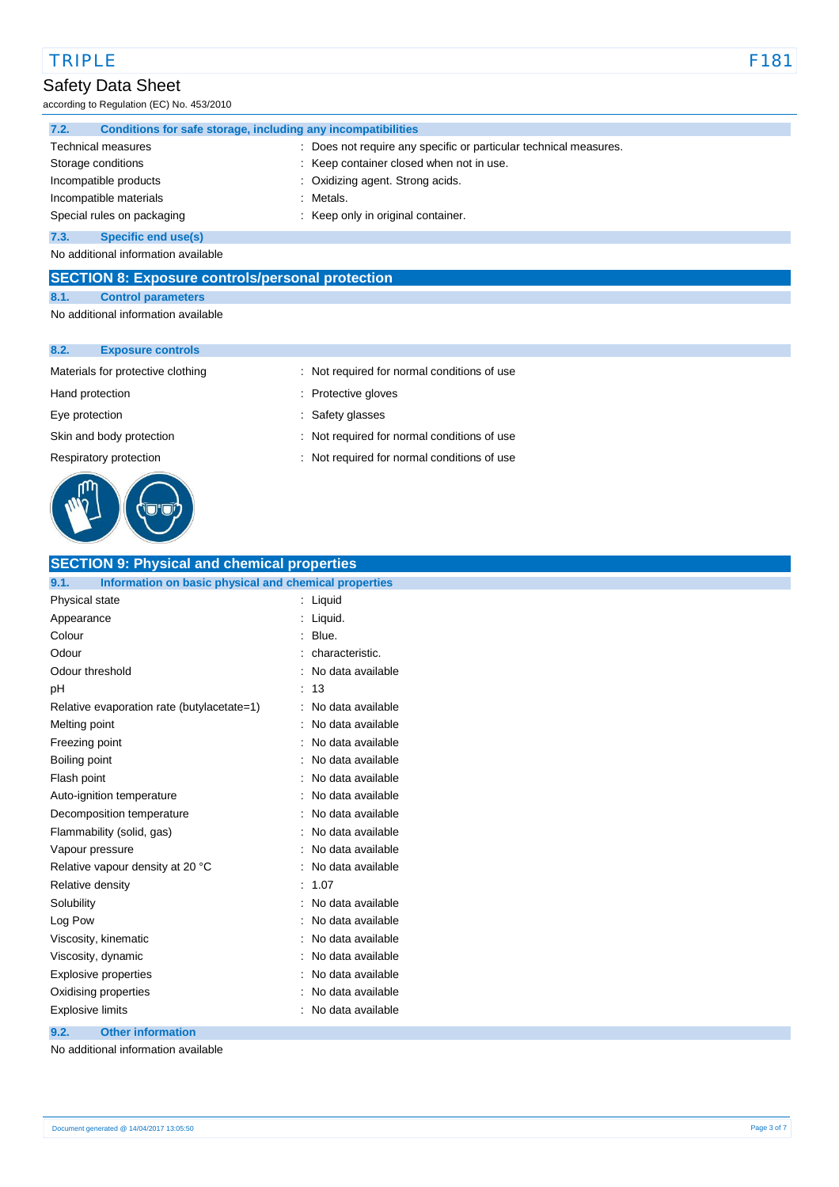### 7.2. Conditions for safe storage, including any incompatibilities

| | |
|---|---|
| Technical measures | : Does not require any specific or particular technical measures. |
| Storage conditions | : Keep container closed when not in use. |
| Incompatible products | : Oxidizing agent. Strong acids. |
| Incompatible materials | : Metals. |
| Special rules on packaging | : Keep only in original container. |

### 7.3. Specific end use(s)

No additional information available

## SECTION 8: Exposure controls/personal protection

### 8.1. Control parameters

No additional information available

### 8.2. Exposure controls

| | |
|---|---|
| Materials for protective clothing | : Not required for normal conditions of use |
| Hand protection | : Protective gloves |
| Eye protection | : Safety glasses |
| Skin and body protection | : Not required for normal conditions of use |
| Respiratory protection | : Not required for normal conditions of use |

## SECTION 9: Physical and chemical properties

### 9.1. Information on basic physical and chemical properties

| | |
|---|---|
| Physical state | : Liquid |
| Appearance | : Liquid. |
| Colour | : Blue. |
| Odour | : characteristic. |
| Odour threshold | : No data available |
| pH | : 13 |
| Relative evaporation rate (butylacetate=1) | : No data available |
| Melting point | : No data available |
| Freezing point | : No data available |
| Boiling point | : No data available |
| Flash point | : No data available |
| Auto-ignition temperature | : No data available |
| Decomposition temperature | : No data available |
| Flammability (solid, gas) | : No data available |
| Vapour pressure | : No data available |
| Relative vapour density at 20 °C | : No data available |
| Relative density | : 1.07 |
| Solubility | : No data available |
| Log Pow | : No data available |
| Viscosity, kinematic | : No data available |
| Viscosity, dynamic | : No data available |
| Explosive properties | : No data available |
| Oxidising properties | : No data available |
| Explosive limits | : No data available |

### 9.2. Other information

No additional information available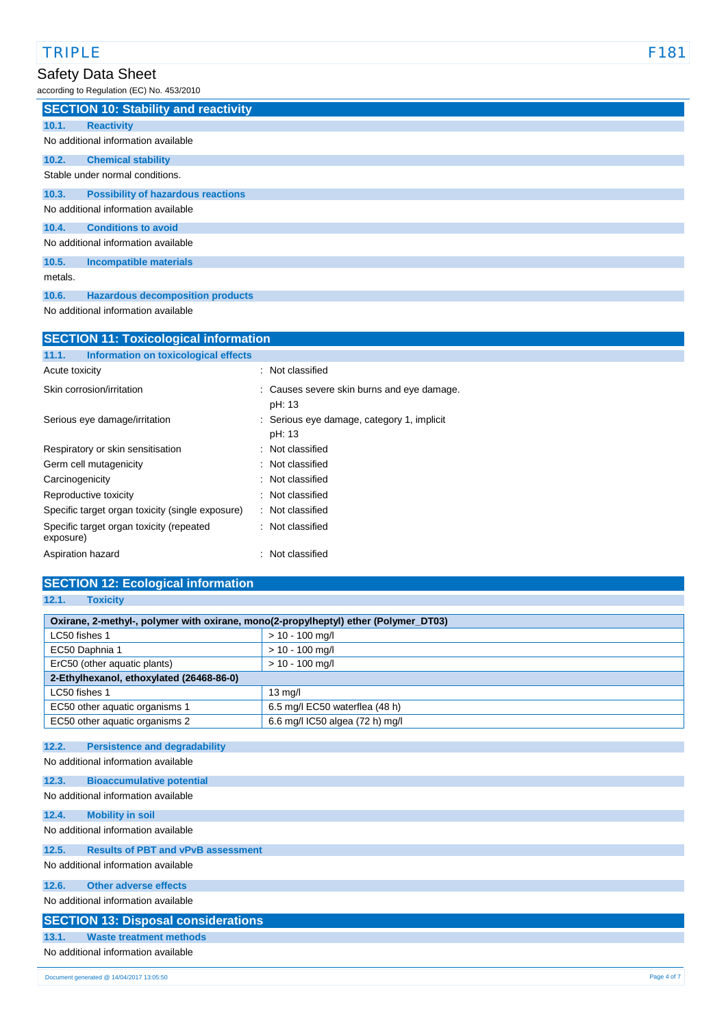## SECTION 10: Stability and reactivity

### 10.1. Reactivity

No additional information available

### 10.2. Chemical stability

Stable under normal conditions.

### 10.3. Possibility of hazardous reactions

No additional information available

### 10.4. Conditions to avoid

No additional information available

### 10.5. Incompatible materials

metals.

### 10.6. Hazardous decomposition products

No additional information available

## SECTION 11: Toxicological information

### 11.1. Information on toxicological effects

| | |
|---|---|
| Acute toxicity | : Not classified |
| Skin corrosion/irritation | : Causes severe skin burns and eye damage.<br>pH: 13 |
| Serious eye damage/irritation | : Serious eye damage, category 1, implicit<br>pH: 13 |
| Respiratory or skin sensitisation | : Not classified |
| Germ cell mutagenicity | : Not classified |
| Carcinogenicity | : Not classified |
| Reproductive toxicity | : Not classified |
| Specific target organ toxicity (single exposure) | : Not classified |
| Specific target organ toxicity (repeated exposure) | : Not classified |
| Aspiration hazard | : Not classified |

## SECTION 12: Ecological information

### 12.1. Toxicity

| Oxirane, 2-methyl-, polymer with oxirane, mono(2-propylheptyl) ether (Polymer_DT03) | |
|---|---|
| LC50 fishes 1 | > 10 - 100 mg/l |
| EC50 Daphnia 1 | > 10 - 100 mg/l |
| ErC50 (other aquatic plants) | > 10 - 100 mg/l |
| **2-Ethylhexanol, ethoxylated (26468-86-0)** | |
| LC50 fishes 1 | 13 mg/l |
| EC50 other aquatic organisms 1 | 6.5 mg/l EC50 waterflea (48 h) |
| EC50 other aquatic organisms 2 | 6.6 mg/l IC50 algea (72 h) mg/l |

### 12.2. Persistence and degradability

No additional information available

### 12.3. Bioaccumulative potential

No additional information available

### 12.4. Mobility in soil

No additional information available

### 12.5. Results of PBT and vPvB assessment

No additional information available

### 12.6. Other adverse effects

No additional information available

## SECTION 13: Disposal considerations

### 13.1. Waste treatment methods

No additional information available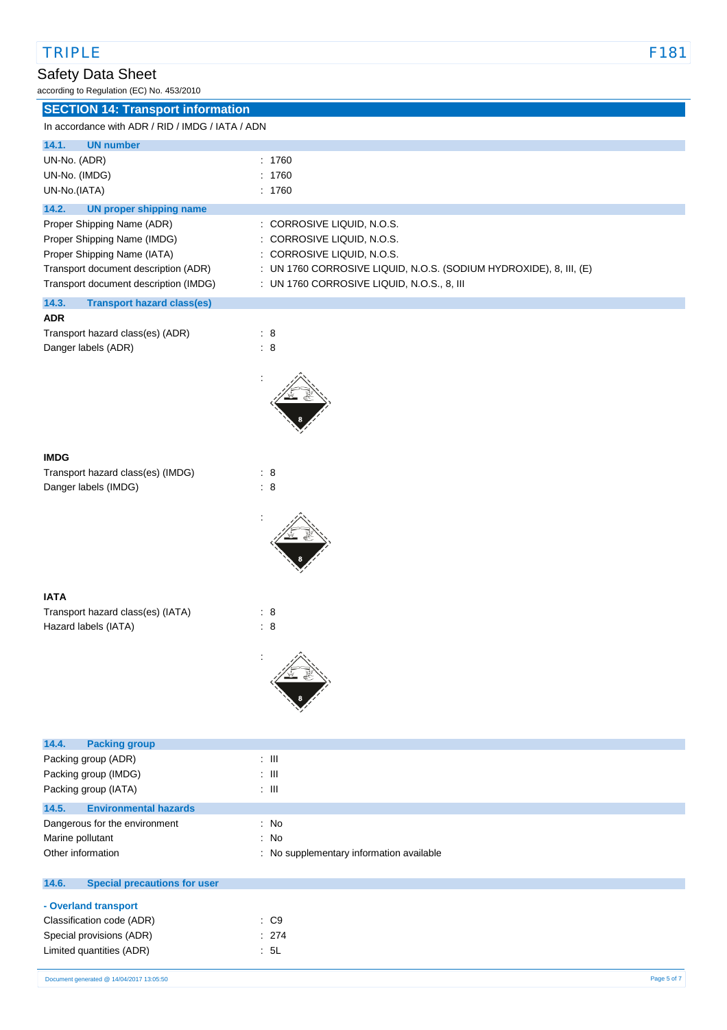## SECTION 14: Transport information

In accordance with ADR / RID / IMDG / IATA / ADN

### 14.1. UN number

| | |
|---|---|
| UN-No. (ADR) | : 1760 |
| UN-No. (IMDG) | : 1760 |
| UN-No.(IATA) | : 1760 |

### 14.2. UN proper shipping name

| | |
|---|---|
| Proper Shipping Name (ADR) | : CORROSIVE LIQUID, N.O.S. |
| Proper Shipping Name (IMDG) | : CORROSIVE LIQUID, N.O.S. |
| Proper Shipping Name (IATA) | : CORROSIVE LIQUID, N.O.S. |
| Transport document description (ADR) | : UN 1760 CORROSIVE LIQUID, N.O.S. (SODIUM HYDROXIDE), 8, III, (E) |
| Transport document description (IMDG) | : UN 1760 CORROSIVE LIQUID, N.O.S., 8, III |

### 14.3. Transport hazard class(es)

**ADR**

| | |
|---|---|
| Transport hazard class(es) (ADR) | : 8 |
| Danger labels (ADR) | : 8 |

:

**IMDG**

| | |
|---|---|
| Transport hazard class(es) (IMDG) | : 8 |
| Danger labels (IMDG) | : 8 |

:

**IATA**

| | |
|---|---|
| Transport hazard class(es) (IATA) | : 8 |
| Hazard labels (IATA) | : 8 |

:

### 14.4. Packing group

| | |
|---|---|
| Packing group (ADR) | : III |
| Packing group (IMDG) | : III |
| Packing group (IATA) | : III |

### 14.5. Environmental hazards

| | |
|---|---|
| Dangerous for the environment | : No |
| Marine pollutant | : No |
| Other information | : No supplementary information available |

### 14.6. Special precautions for user

**- Overland transport**

| | |
|---|---|
| Classification code (ADR) | : C9 |
| Special provisions (ADR) | : 274 |
| Limited quantities (ADR) | : 5L |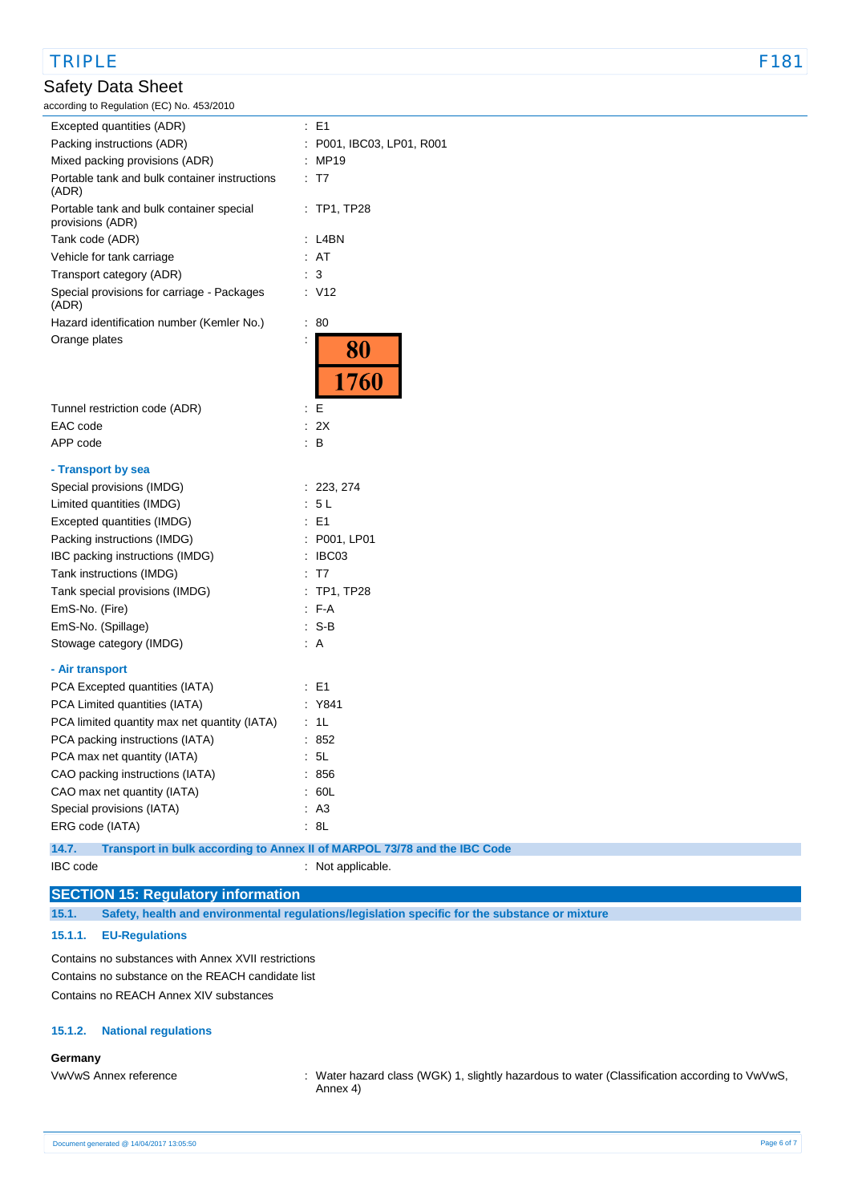| | |
|---|---|
| Excepted quantities (ADR) | : E1 |
| Packing instructions (ADR) | : P001, IBC03, LP01, R001 |
| Mixed packing provisions (ADR) | : MP19 |
| Portable tank and bulk container instructions (ADR) | : T7 |
| Portable tank and bulk container special provisions (ADR) | : TP1, TP28 |
| Tank code (ADR) | : L4BN |
| Vehicle for tank carriage | : AT |
| Transport category (ADR) | : 3 |
| Special provisions for carriage - Packages (ADR) | : V12 |
| Hazard identification number (Kemler No.) | : 80 |
| Orange plates | : 80 / 1760 |
| Tunnel restriction code (ADR) | : E |
| EAC code | : 2X |
| APP code | : B |

**- Transport by sea**

| | |
|---|---|
| Special provisions (IMDG) | : 223, 274 |
| Limited quantities (IMDG) | : 5 L |
| Excepted quantities (IMDG) | : E1 |
| Packing instructions (IMDG) | : P001, LP01 |
| IBC packing instructions (IMDG) | : IBC03 |
| Tank instructions (IMDG) | : T7 |
| Tank special provisions (IMDG) | : TP1, TP28 |
| EmS-No. (Fire) | : F-A |
| EmS-No. (Spillage) | : S-B |
| Stowage category (IMDG) | : A |

**- Air transport**

| | |
|---|---|
| PCA Excepted quantities (IATA) | : E1 |
| PCA Limited quantities (IATA) | : Y841 |
| PCA limited quantity max net quantity (IATA) | : 1L |
| PCA packing instructions (IATA) | : 852 |
| PCA max net quantity (IATA) | : 5L |
| CAO packing instructions (IATA) | : 856 |
| CAO max net quantity (IATA) | : 60L |
| Special provisions (IATA) | : A3 |
| ERG code (IATA) | : 8L |

### 14.7. Transport in bulk according to Annex II of MARPOL 73/78 and the IBC Code

IBC code : Not applicable.

## SECTION 15: Regulatory information

### 15.1. Safety, health and environmental regulations/legislation specific for the substance or mixture

#### 15.1.1. EU-Regulations

Contains no substances with Annex XVII restrictions
Contains no substance on the REACH candidate list
Contains no REACH Annex XIV substances

#### 15.1.2. National regulations

**Germany**

VwVwS Annex reference : Water hazard class (WGK) 1, slightly hazardous to water (Classification according to VwVwS, Annex 4)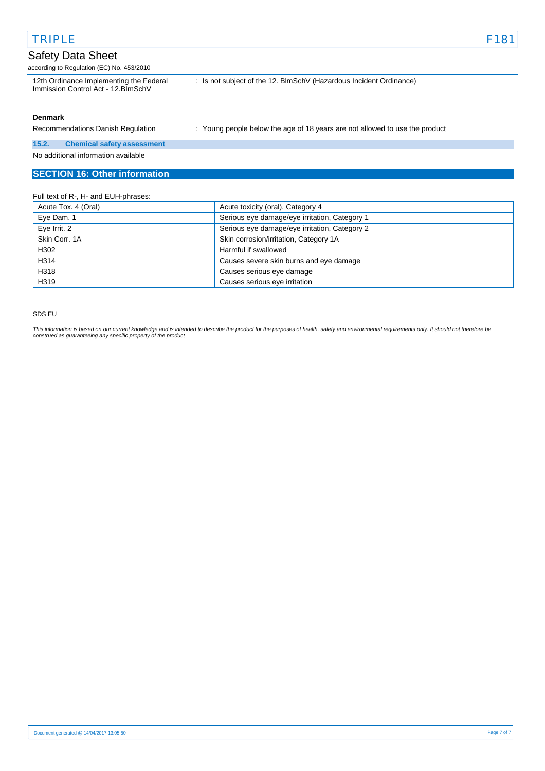| | |
|---|---|
| 12th Ordinance Implementing the Federal Immission Control Act - 12.BImSchV | : Is not subject of the 12. BlmSchV (Hazardous Incident Ordinance) |

**Denmark**

| | |
|---|---|
| Recommendations Danish Regulation | : Young people below the age of 18 years are not allowed to use the product |

### 15.2. Chemical safety assessment

No additional information available

## SECTION 16: Other information

Full text of R-, H- and EUH-phrases:

| | |
|---|---|
| Acute Tox. 4 (Oral) | Acute toxicity (oral), Category 4 |
| Eye Dam. 1 | Serious eye damage/eye irritation, Category 1 |
| Eye Irrit. 2 | Serious eye damage/eye irritation, Category 2 |
| Skin Corr. 1A | Skin corrosion/irritation, Category 1A |
| H302 | Harmful if swallowed |
| H314 | Causes severe skin burns and eye damage |
| H318 | Causes serious eye damage |
| H319 | Causes serious eye irritation |

SDS EU

*This information is based on our current knowledge and is intended to describe the product for the purposes of health, safety and environmental requirements only. It should not therefore be construed as guaranteeing any specific property of the product*